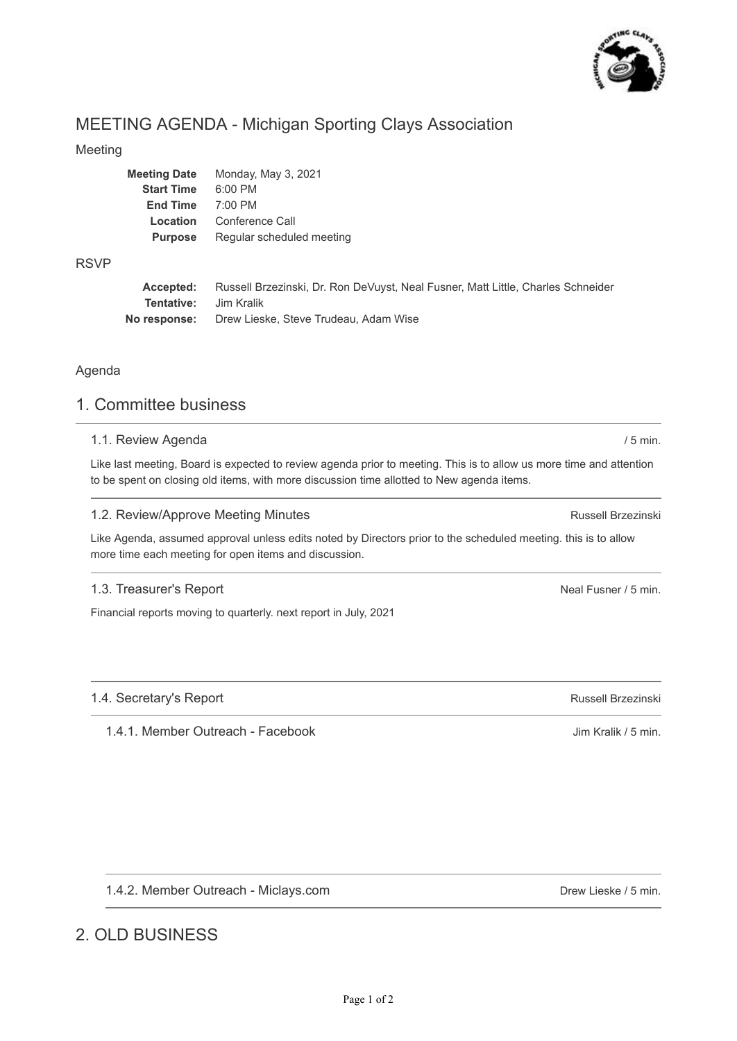# MEETING AGENDA - Michigan Sporting Clays Association

## Meeting

| | |
|---|---|
| **Meeting Date** | Monday, May 3, 2021 |
| **Start Time** | 6:00 PM |
| **End Time** | 7:00 PM |
| **Location** | Conference Call |
| **Purpose** | Regular scheduled meeting |

## RSVP

| | |
|---|---|
| **Accepted:** | Russell Brzezinski, Dr. Ron DeVuyst, Neal Fusner, Matt Little, Charles Schneider |
| **Tentative:** | Jim Kralik |
| **No response:** | Drew Lieske, Steve Trudeau, Adam Wise |

## Agenda

## 1. Committee business

### 1.1. Review Agenda

/ 5 min.

Like last meeting, Board is expected to review agenda prior to meeting. This is to allow us more time and attention to be spent on closing old items, with more discussion time allotted to New agenda items.

### 1.2. Review/Approve Meeting Minutes

Russell Brzezinski

Like Agenda, assumed approval unless edits noted by Directors prior to the scheduled meeting. this is to allow more time each meeting for open items and discussion.

### 1.3. Treasurer's Report

Neal Fusner / 5 min.

Financial reports moving to quarterly. next report in July, 2021

### 1.4. Secretary's Report

Russell Brzezinski

#### 1.4.1. Member Outreach - Facebook

Jim Kralik / 5 min.

#### 1.4.2. Member Outreach - Miclays.com

Drew Lieske / 5 min.

## 2. OLD BUSINESS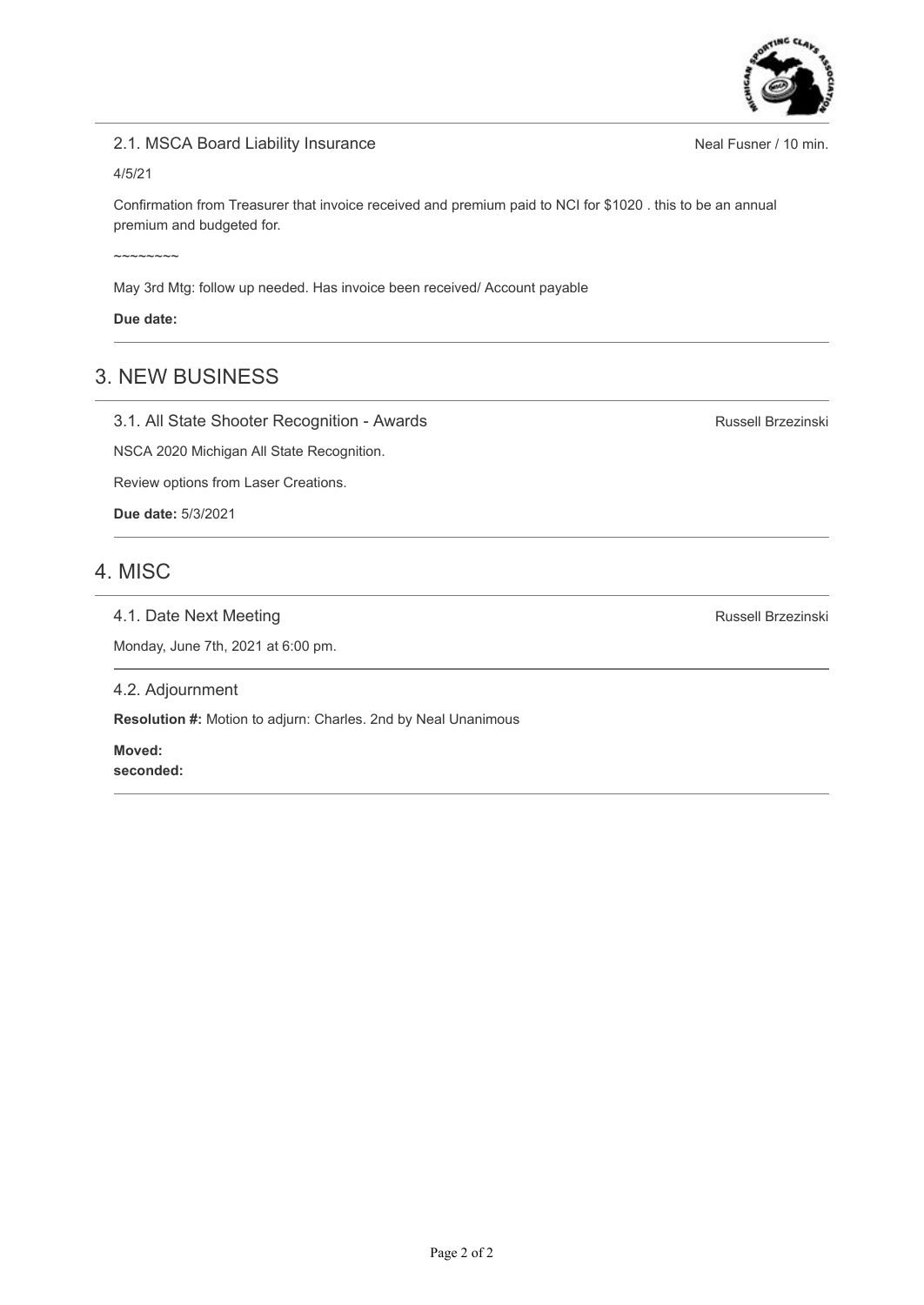### 2.1. MSCA Board Liability Insurance

Neal Fusner / 10 min.

4/5/21

Confirmation from Treasurer that invoice received and premium paid to NCI for $1020 . this to be an annual premium and budgeted for.

~~~~~~~~

May 3rd Mtg: follow up needed. Has invoice been received/ Account payable

**Due date:**

## 3. NEW BUSINESS

### 3.1. All State Shooter Recognition - Awards

Russell Brzezinski

NSCA 2020 Michigan All State Recognition.

Review options from Laser Creations.

**Due date:** 5/3/2021

## 4. MISC

### 4.1. Date Next Meeting

Russell Brzezinski

Monday, June 7th, 2021 at 6:00 pm.

### 4.2. Adjournment

**Resolution #:** Motion to adjurn: Charles. 2nd by Neal Unanimous

**Moved:**
**seconded:**